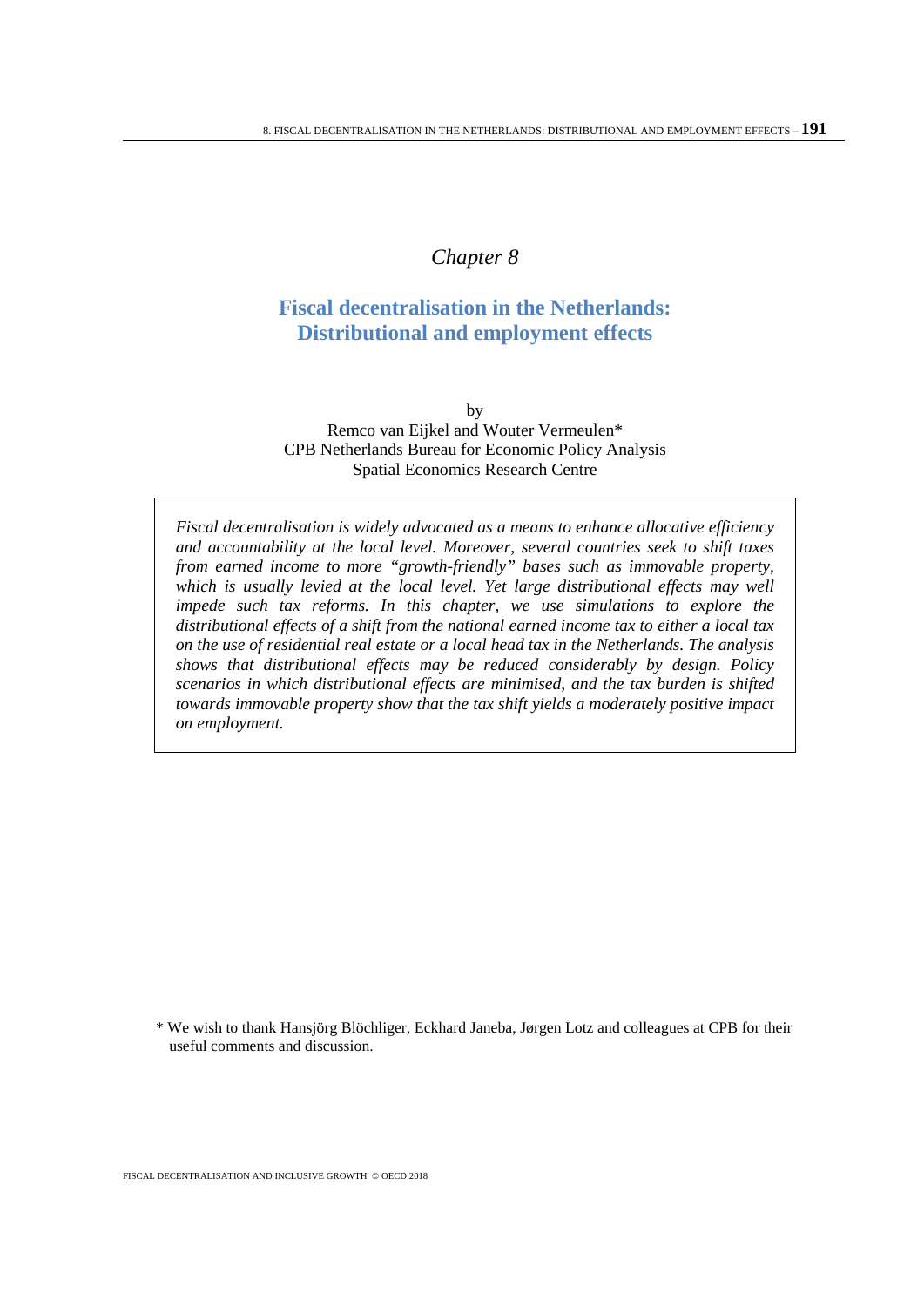*Chapter 8*

# Fiscal decentralisation in the Netherlands: Distributional and employment effects

by

Remco van Eijkel and Wouter Vermeulen*
CPB Netherlands Bureau for Economic Policy Analysis
Spatial Economics Research Centre

*Fiscal decentralisation is widely advocated as a means to enhance allocative efficiency and accountability at the local level. Moreover, several countries seek to shift taxes from earned income to more "growth-friendly" bases such as immovable property, which is usually levied at the local level. Yet large distributional effects may well impede such tax reforms. In this chapter, we use simulations to explore the distributional effects of a shift from the national earned income tax to either a local tax on the use of residential real estate or a local head tax in the Netherlands. The analysis shows that distributional effects may be reduced considerably by design. Policy scenarios in which distributional effects are minimised, and the tax burden is shifted towards immovable property show that the tax shift yields a moderately positive impact on employment.*

\* We wish to thank Hansjörg Blöchliger, Eckhard Janeba, Jørgen Lotz and colleagues at CPB for their useful comments and discussion.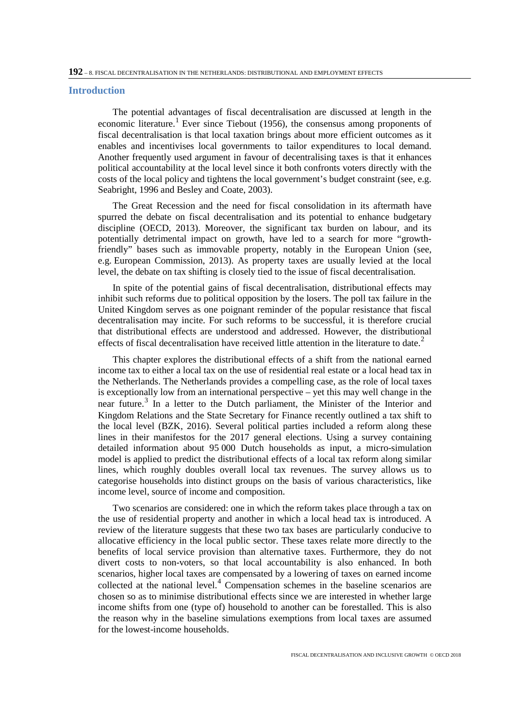## Introduction

The potential advantages of fiscal decentralisation are discussed at length in the economic literature.[1] Ever since Tiebout (1956), the consensus among proponents of fiscal decentralisation is that local taxation brings about more efficient outcomes as it enables and incentivises local governments to tailor expenditures to local demand. Another frequently used argument in favour of decentralising taxes is that it enhances political accountability at the local level since it both confronts voters directly with the costs of the local policy and tightens the local government's budget constraint (see, e.g. Seabright, 1996 and Besley and Coate, 2003).

The Great Recession and the need for fiscal consolidation in its aftermath have spurred the debate on fiscal decentralisation and its potential to enhance budgetary discipline (OECD, 2013). Moreover, the significant tax burden on labour, and its potentially detrimental impact on growth, have led to a search for more "growth-friendly" bases such as immovable property, notably in the European Union (see, e.g. European Commission, 2013). As property taxes are usually levied at the local level, the debate on tax shifting is closely tied to the issue of fiscal decentralisation.

In spite of the potential gains of fiscal decentralisation, distributional effects may inhibit such reforms due to political opposition by the losers. The poll tax failure in the United Kingdom serves as one poignant reminder of the popular resistance that fiscal decentralisation may incite. For such reforms to be successful, it is therefore crucial that distributional effects are understood and addressed. However, the distributional effects of fiscal decentralisation have received little attention in the literature to date.[2]

This chapter explores the distributional effects of a shift from the national earned income tax to either a local tax on the use of residential real estate or a local head tax in the Netherlands. The Netherlands provides a compelling case, as the role of local taxes is exceptionally low from an international perspective – yet this may well change in the near future.[3] In a letter to the Dutch parliament, the Minister of the Interior and Kingdom Relations and the State Secretary for Finance recently outlined a tax shift to the local level (BZK, 2016). Several political parties included a reform along these lines in their manifestos for the 2017 general elections. Using a survey containing detailed information about 95 000 Dutch households as input, a micro-simulation model is applied to predict the distributional effects of a local tax reform along similar lines, which roughly doubles overall local tax revenues. The survey allows us to categorise households into distinct groups on the basis of various characteristics, like income level, source of income and composition.

Two scenarios are considered: one in which the reform takes place through a tax on the use of residential property and another in which a local head tax is introduced. A review of the literature suggests that these two tax bases are particularly conducive to allocative efficiency in the local public sector. These taxes relate more directly to the benefits of local service provision than alternative taxes. Furthermore, they do not divert costs to non-voters, so that local accountability is also enhanced. In both scenarios, higher local taxes are compensated by a lowering of taxes on earned income collected at the national level.[4] Compensation schemes in the baseline scenarios are chosen so as to minimise distributional effects since we are interested in whether large income shifts from one (type of) household to another can be forestalled. This is also the reason why in the baseline simulations exemptions from local taxes are assumed for the lowest-income households.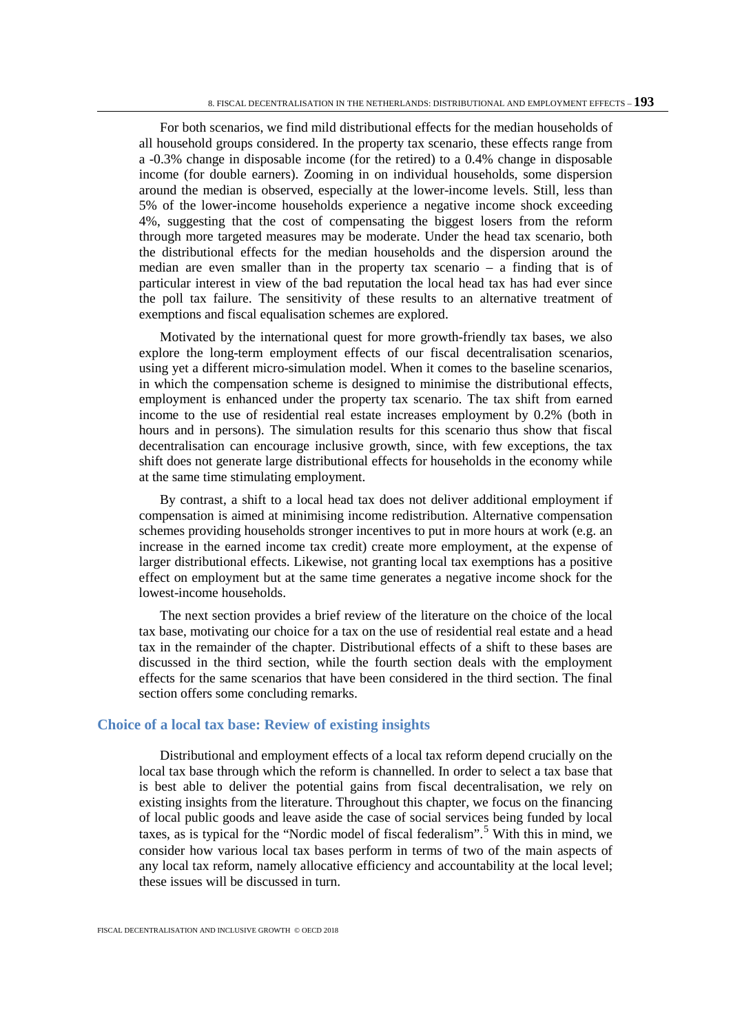For both scenarios, we find mild distributional effects for the median households of all household groups considered. In the property tax scenario, these effects range from a -0.3% change in disposable income (for the retired) to a 0.4% change in disposable income (for double earners). Zooming in on individual households, some dispersion around the median is observed, especially at the lower-income levels. Still, less than 5% of the lower-income households experience a negative income shock exceeding 4%, suggesting that the cost of compensating the biggest losers from the reform through more targeted measures may be moderate. Under the head tax scenario, both the distributional effects for the median households and the dispersion around the median are even smaller than in the property tax scenario – a finding that is of particular interest in view of the bad reputation the local head tax has had ever since the poll tax failure. The sensitivity of these results to an alternative treatment of exemptions and fiscal equalisation schemes are explored.

Motivated by the international quest for more growth-friendly tax bases, we also explore the long-term employment effects of our fiscal decentralisation scenarios, using yet a different micro-simulation model. When it comes to the baseline scenarios, in which the compensation scheme is designed to minimise the distributional effects, employment is enhanced under the property tax scenario. The tax shift from earned income to the use of residential real estate increases employment by 0.2% (both in hours and in persons). The simulation results for this scenario thus show that fiscal decentralisation can encourage inclusive growth, since, with few exceptions, the tax shift does not generate large distributional effects for households in the economy while at the same time stimulating employment.

By contrast, a shift to a local head tax does not deliver additional employment if compensation is aimed at minimising income redistribution. Alternative compensation schemes providing households stronger incentives to put in more hours at work (e.g. an increase in the earned income tax credit) create more employment, at the expense of larger distributional effects. Likewise, not granting local tax exemptions has a positive effect on employment but at the same time generates a negative income shock for the lowest-income households.

The next section provides a brief review of the literature on the choice of the local tax base, motivating our choice for a tax on the use of residential real estate and a head tax in the remainder of the chapter. Distributional effects of a shift to these bases are discussed in the third section, while the fourth section deals with the employment effects for the same scenarios that have been considered in the third section. The final section offers some concluding remarks.

## Choice of a local tax base: Review of existing insights

Distributional and employment effects of a local tax reform depend crucially on the local tax base through which the reform is channelled. In order to select a tax base that is best able to deliver the potential gains from fiscal decentralisation, we rely on existing insights from the literature. Throughout this chapter, we focus on the financing of local public goods and leave aside the case of social services being funded by local taxes, as is typical for the "Nordic model of fiscal federalism".[5] With this in mind, we consider how various local tax bases perform in terms of two of the main aspects of any local tax reform, namely allocative efficiency and accountability at the local level; these issues will be discussed in turn.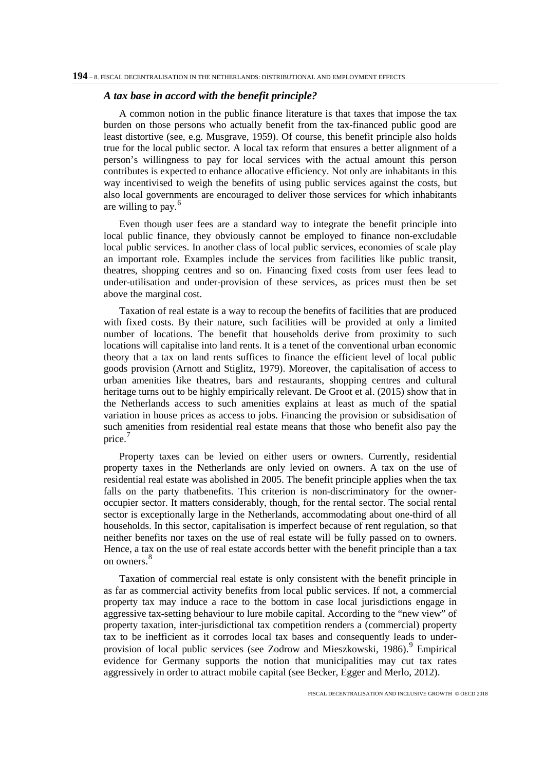### *A tax base in accord with the benefit principle?*

A common notion in the public finance literature is that taxes that impose the tax burden on those persons who actually benefit from the tax-financed public good are least distortive (see, e.g. Musgrave, 1959). Of course, this benefit principle also holds true for the local public sector. A local tax reform that ensures a better alignment of a person's willingness to pay for local services with the actual amount this person contributes is expected to enhance allocative efficiency. Not only are inhabitants in this way incentivised to weigh the benefits of using public services against the costs, but also local governments are encouraged to deliver those services for which inhabitants are willing to pay.[6]

Even though user fees are a standard way to integrate the benefit principle into local public finance, they obviously cannot be employed to finance non-excludable local public services. In another class of local public services, economies of scale play an important role. Examples include the services from facilities like public transit, theatres, shopping centres and so on. Financing fixed costs from user fees lead to under-utilisation and under-provision of these services, as prices must then be set above the marginal cost.

Taxation of real estate is a way to recoup the benefits of facilities that are produced with fixed costs. By their nature, such facilities will be provided at only a limited number of locations. The benefit that households derive from proximity to such locations will capitalise into land rents. It is a tenet of the conventional urban economic theory that a tax on land rents suffices to finance the efficient level of local public goods provision (Arnott and Stiglitz, 1979). Moreover, the capitalisation of access to urban amenities like theatres, bars and restaurants, shopping centres and cultural heritage turns out to be highly empirically relevant. De Groot et al. (2015) show that in the Netherlands access to such amenities explains at least as much of the spatial variation in house prices as access to jobs. Financing the provision or subsidisation of such amenities from residential real estate means that those who benefit also pay the price.[7]

Property taxes can be levied on either users or owners. Currently, residential property taxes in the Netherlands are only levied on owners. A tax on the use of residential real estate was abolished in 2005. The benefit principle applies when the tax falls on the party thatbenefits. This criterion is non-discriminatory for the owner-occupier sector. It matters considerably, though, for the rental sector. The social rental sector is exceptionally large in the Netherlands, accommodating about one-third of all households. In this sector, capitalisation is imperfect because of rent regulation, so that neither benefits nor taxes on the use of real estate will be fully passed on to owners. Hence, a tax on the use of real estate accords better with the benefit principle than a tax on owners.[8]

Taxation of commercial real estate is only consistent with the benefit principle in as far as commercial activity benefits from local public services. If not, a commercial property tax may induce a race to the bottom in case local jurisdictions engage in aggressive tax-setting behaviour to lure mobile capital. According to the "new view" of property taxation, inter-jurisdictional tax competition renders a (commercial) property tax to be inefficient as it corrodes local tax bases and consequently leads to under-provision of local public services (see Zodrow and Mieszkowski, 1986).[9] Empirical evidence for Germany supports the notion that municipalities may cut tax rates aggressively in order to attract mobile capital (see Becker, Egger and Merlo, 2012).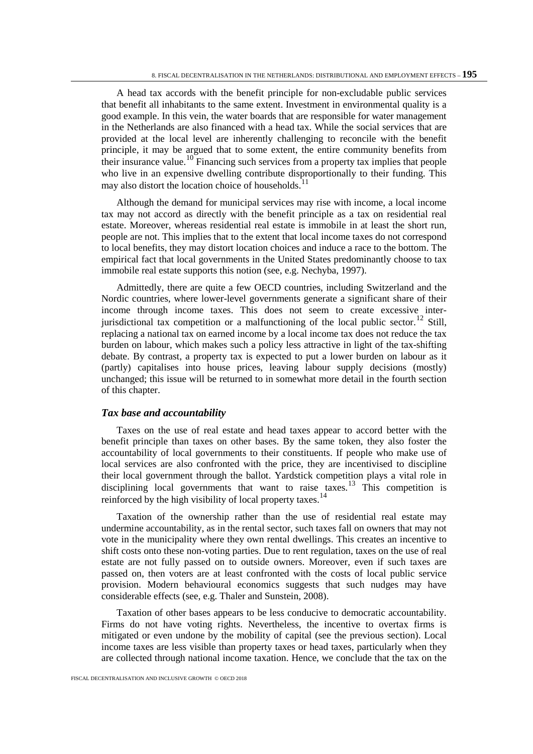A head tax accords with the benefit principle for non-excludable public services that benefit all inhabitants to the same extent. Investment in environmental quality is a good example. In this vein, the water boards that are responsible for water management in the Netherlands are also financed with a head tax. While the social services that are provided at the local level are inherently challenging to reconcile with the benefit principle, it may be argued that to some extent, the entire community benefits from their insurance value.[10] Financing such services from a property tax implies that people who live in an expensive dwelling contribute disproportionally to their funding. This may also distort the location choice of households.[11]

Although the demand for municipal services may rise with income, a local income tax may not accord as directly with the benefit principle as a tax on residential real estate. Moreover, whereas residential real estate is immobile in at least the short run, people are not. This implies that to the extent that local income taxes do not correspond to local benefits, they may distort location choices and induce a race to the bottom. The empirical fact that local governments in the United States predominantly choose to tax immobile real estate supports this notion (see, e.g. Nechyba, 1997).

Admittedly, there are quite a few OECD countries, including Switzerland and the Nordic countries, where lower-level governments generate a significant share of their income through income taxes. This does not seem to create excessive inter-jurisdictional tax competition or a malfunctioning of the local public sector.[12] Still, replacing a national tax on earned income by a local income tax does not reduce the tax burden on labour, which makes such a policy less attractive in light of the tax-shifting debate. By contrast, a property tax is expected to put a lower burden on labour as it (partly) capitalises into house prices, leaving labour supply decisions (mostly) unchanged; this issue will be returned to in somewhat more detail in the fourth section of this chapter.

### *Tax base and accountability*

Taxes on the use of real estate and head taxes appear to accord better with the benefit principle than taxes on other bases. By the same token, they also foster the accountability of local governments to their constituents. If people who make use of local services are also confronted with the price, they are incentivised to discipline their local government through the ballot. Yardstick competition plays a vital role in disciplining local governments that want to raise taxes.[13] This competition is reinforced by the high visibility of local property taxes.[14]

Taxation of the ownership rather than the use of residential real estate may undermine accountability, as in the rental sector, such taxes fall on owners that may not vote in the municipality where they own rental dwellings. This creates an incentive to shift costs onto these non-voting parties. Due to rent regulation, taxes on the use of real estate are not fully passed on to outside owners. Moreover, even if such taxes are passed on, then voters are at least confronted with the costs of local public service provision. Modern behavioural economics suggests that such nudges may have considerable effects (see, e.g. Thaler and Sunstein, 2008).

Taxation of other bases appears to be less conducive to democratic accountability. Firms do not have voting rights. Nevertheless, the incentive to overtax firms is mitigated or even undone by the mobility of capital (see the previous section). Local income taxes are less visible than property taxes or head taxes, particularly when they are collected through national income taxation. Hence, we conclude that the tax on the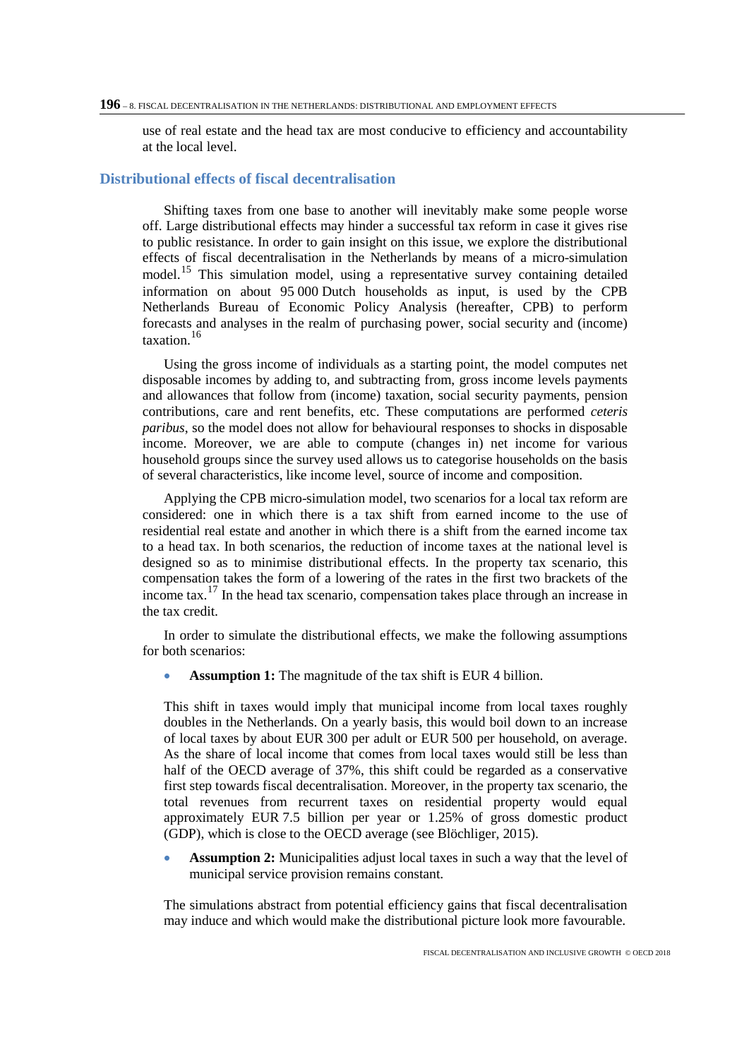use of real estate and the head tax are most conducive to efficiency and accountability at the local level.

## Distributional effects of fiscal decentralisation

Shifting taxes from one base to another will inevitably make some people worse off. Large distributional effects may hinder a successful tax reform in case it gives rise to public resistance. In order to gain insight on this issue, we explore the distributional effects of fiscal decentralisation in the Netherlands by means of a micro-simulation model.[15] This simulation model, using a representative survey containing detailed information on about 95 000 Dutch households as input, is used by the CPB Netherlands Bureau of Economic Policy Analysis (hereafter, CPB) to perform forecasts and analyses in the realm of purchasing power, social security and (income) taxation.[16]

Using the gross income of individuals as a starting point, the model computes net disposable incomes by adding to, and subtracting from, gross income levels payments and allowances that follow from (income) taxation, social security payments, pension contributions, care and rent benefits, etc. These computations are performed *ceteris paribus*, so the model does not allow for behavioural responses to shocks in disposable income. Moreover, we are able to compute (changes in) net income for various household groups since the survey used allows us to categorise households on the basis of several characteristics, like income level, source of income and composition.

Applying the CPB micro-simulation model, two scenarios for a local tax reform are considered: one in which there is a tax shift from earned income to the use of residential real estate and another in which there is a shift from the earned income tax to a head tax. In both scenarios, the reduction of income taxes at the national level is designed so as to minimise distributional effects. In the property tax scenario, this compensation takes the form of a lowering of the rates in the first two brackets of the income tax.[17] In the head tax scenario, compensation takes place through an increase in the tax credit.

In order to simulate the distributional effects, we make the following assumptions for both scenarios:

- **Assumption 1:** The magnitude of the tax shift is EUR 4 billion.

This shift in taxes would imply that municipal income from local taxes roughly doubles in the Netherlands. On a yearly basis, this would boil down to an increase of local taxes by about EUR 300 per adult or EUR 500 per household, on average. As the share of local income that comes from local taxes would still be less than half of the OECD average of 37%, this shift could be regarded as a conservative first step towards fiscal decentralisation. Moreover, in the property tax scenario, the total revenues from recurrent taxes on residential property would equal approximately EUR 7.5 billion per year or 1.25% of gross domestic product (GDP), which is close to the OECD average (see Blöchliger, 2015).

- **Assumption 2:** Municipalities adjust local taxes in such a way that the level of municipal service provision remains constant.

The simulations abstract from potential efficiency gains that fiscal decentralisation may induce and which would make the distributional picture look more favourable.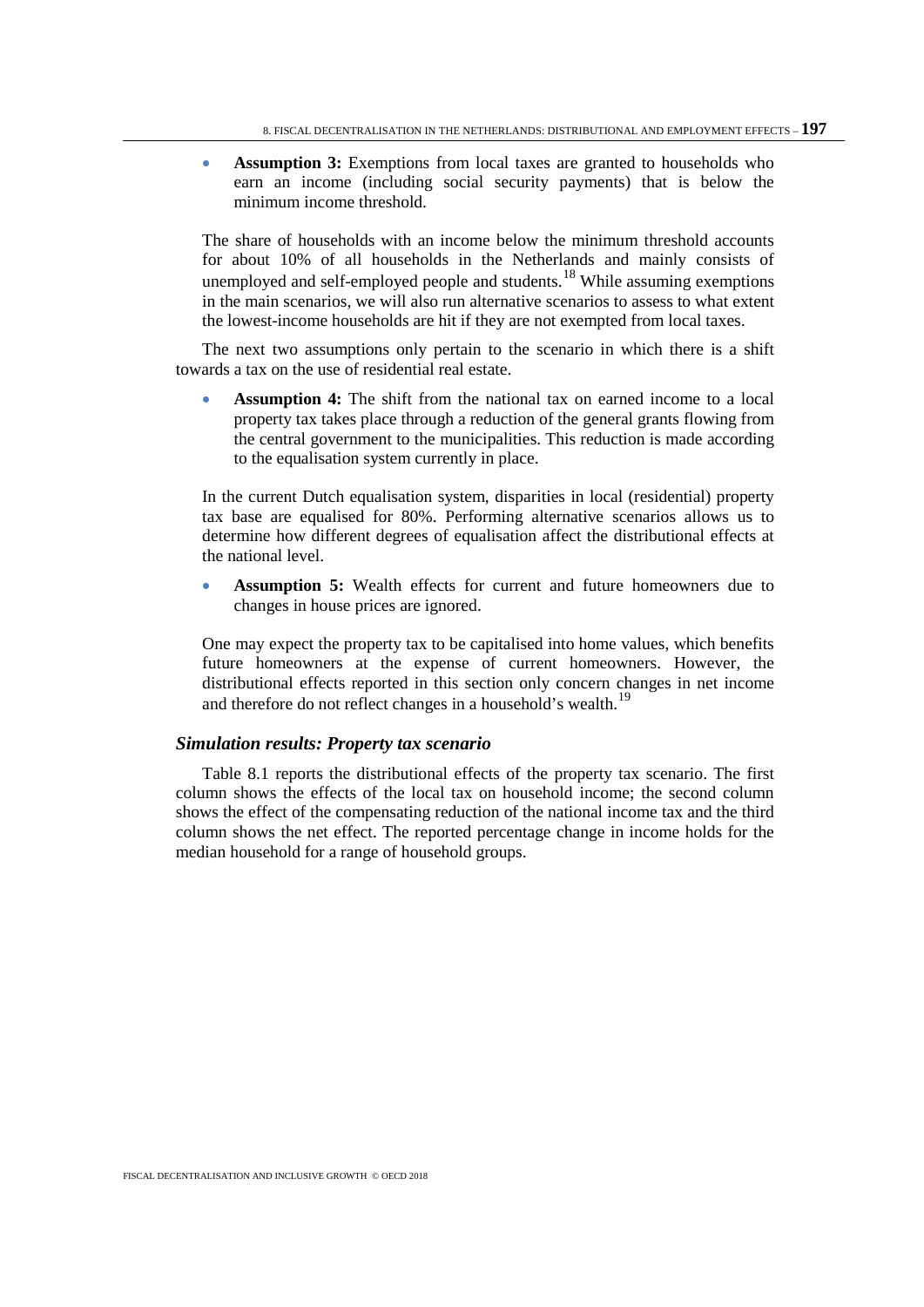- **Assumption 3:** Exemptions from local taxes are granted to households who earn an income (including social security payments) that is below the minimum income threshold.

The share of households with an income below the minimum threshold accounts for about 10% of all households in the Netherlands and mainly consists of unemployed and self-employed people and students.[18] While assuming exemptions in the main scenarios, we will also run alternative scenarios to assess to what extent the lowest-income households are hit if they are not exempted from local taxes.

The next two assumptions only pertain to the scenario in which there is a shift towards a tax on the use of residential real estate.

- **Assumption 4:** The shift from the national tax on earned income to a local property tax takes place through a reduction of the general grants flowing from the central government to the municipalities. This reduction is made according to the equalisation system currently in place.

In the current Dutch equalisation system, disparities in local (residential) property tax base are equalised for 80%. Performing alternative scenarios allows us to determine how different degrees of equalisation affect the distributional effects at the national level.

- **Assumption 5:** Wealth effects for current and future homeowners due to changes in house prices are ignored.

One may expect the property tax to be capitalised into home values, which benefits future homeowners at the expense of current homeowners. However, the distributional effects reported in this section only concern changes in net income and therefore do not reflect changes in a household's wealth.[19]

### *Simulation results: Property tax scenario*

Table 8.1 reports the distributional effects of the property tax scenario. The first column shows the effects of the local tax on household income; the second column shows the effect of the compensating reduction of the national income tax and the third column shows the net effect. The reported percentage change in income holds for the median household for a range of household groups.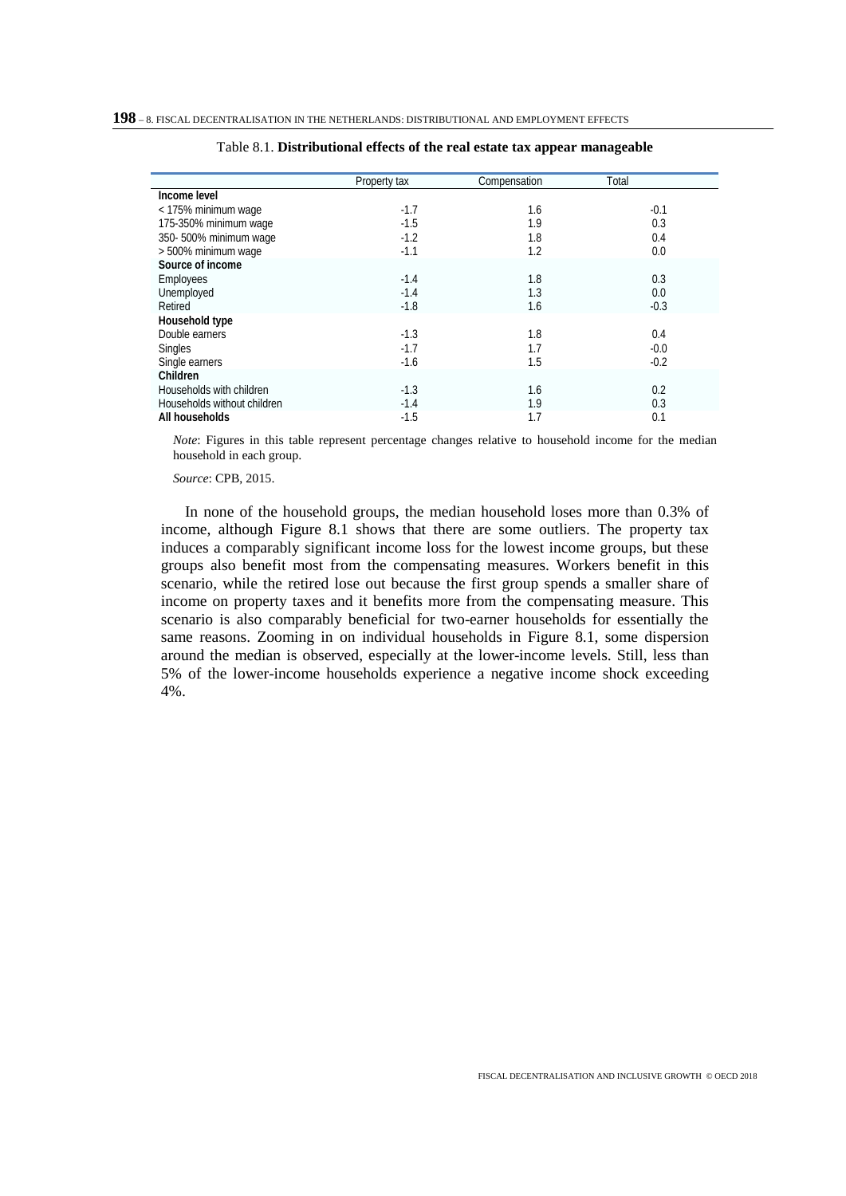Table 8.1. **Distributional effects of the real estate tax appear manageable**

| | Property tax | Compensation | Total |
|---|---|---|---|
| **Income level** | | | |
| < 175% minimum wage | -1.7 | 1.6 | -0.1 |
| 175-350% minimum wage | -1.5 | 1.9 | 0.3 |
| 350- 500% minimum wage | -1.2 | 1.8 | 0.4 |
| > 500% minimum wage | -1.1 | 1.2 | 0.0 |
| **Source of income** | | | |
| Employees | -1.4 | 1.8 | 0.3 |
| Unemployed | -1.4 | 1.3 | 0.0 |
| Retired | -1.8 | 1.6 | -0.3 |
| **Household type** | | | |
| Double earners | -1.3 | 1.8 | 0.4 |
| Singles | -1.7 | 1.7 | -0.0 |
| Single earners | -1.6 | 1.5 | -0.2 |
| **Children** | | | |
| Households with children | -1.3 | 1.6 | 0.2 |
| Households without children | -1.4 | 1.9 | 0.3 |
| **All households** | -1.5 | 1.7 | 0.1 |

*Note*: Figures in this table represent percentage changes relative to household income for the median household in each group.

*Source*: CPB, 2015.

In none of the household groups, the median household loses more than 0.3% of income, although Figure 8.1 shows that there are some outliers. The property tax induces a comparably significant income loss for the lowest income groups, but these groups also benefit most from the compensating measures. Workers benefit in this scenario, while the retired lose out because the first group spends a smaller share of income on property taxes and it benefits more from the compensating measure. This scenario is also comparably beneficial for two-earner households for essentially the same reasons. Zooming in on individual households in Figure 8.1, some dispersion around the median is observed, especially at the lower-income levels. Still, less than 5% of the lower-income households experience a negative income shock exceeding 4%.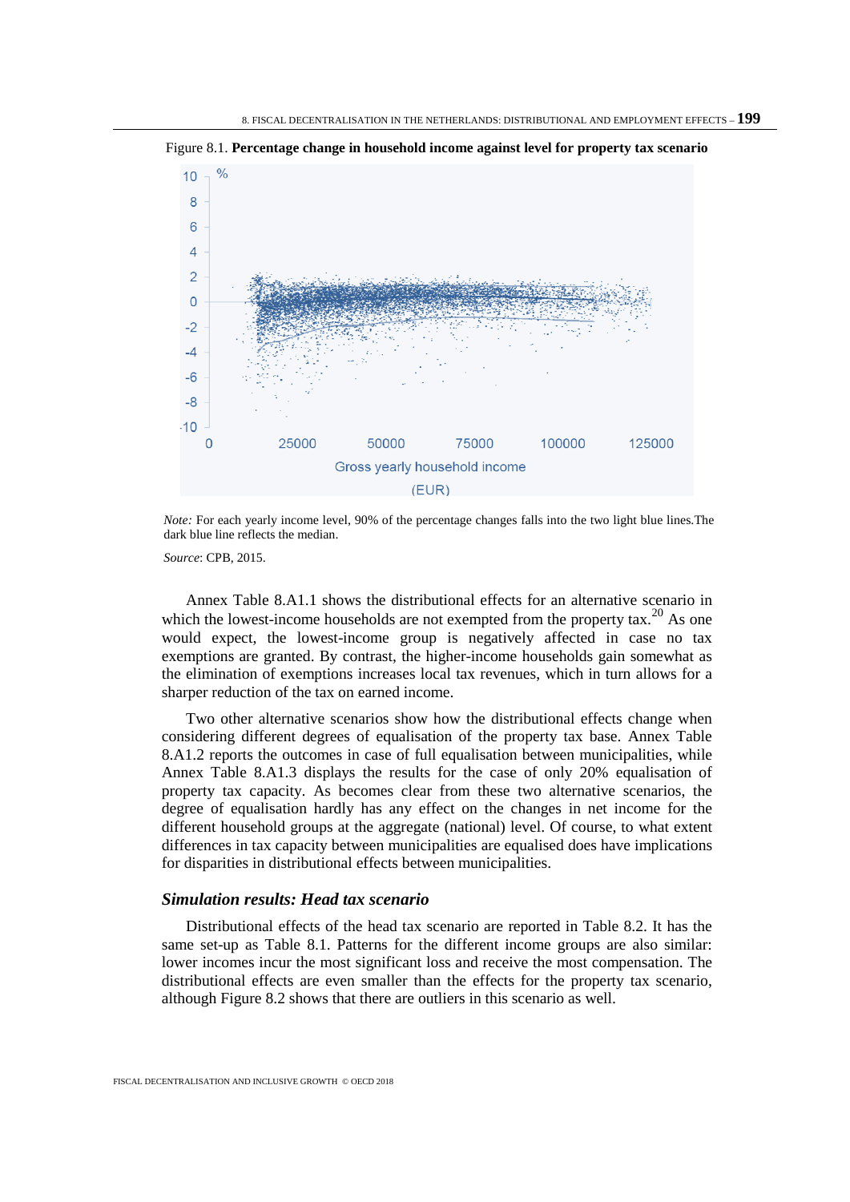Figure 8.1. **Percentage change in household income against level for property tax scenario**

%

10
8
6
4
2
0
-2
-4
-6
-8
-10

0
25000
50000
75000
100000
125000

Gross yearly household income (EUR)

*Note:* For each yearly income level, 90% of the percentage changes falls into the two light blue lines.The dark blue line reflects the median.

*Source*: CPB, 2015.

Annex Table 8.A1.1 shows the distributional effects for an alternative scenario in which the lowest-income households are not exempted from the property tax.[20] As one would expect, the lowest-income group is negatively affected in case no tax exemptions are granted. By contrast, the higher-income households gain somewhat as the elimination of exemptions increases local tax revenues, which in turn allows for a sharper reduction of the tax on earned income.

Two other alternative scenarios show how the distributional effects change when considering different degrees of equalisation of the property tax base. Annex Table 8.A1.2 reports the outcomes in case of full equalisation between municipalities, while Annex Table 8.A1.3 displays the results for the case of only 20% equalisation of property tax capacity. As becomes clear from these two alternative scenarios, the degree of equalisation hardly has any effect on the changes in net income for the different household groups at the aggregate (national) level. Of course, to what extent differences in tax capacity between municipalities are equalised does have implications for disparities in distributional effects between municipalities.

### *Simulation results: Head tax scenario*

Distributional effects of the head tax scenario are reported in Table 8.2. It has the same set-up as Table 8.1. Patterns for the different income groups are also similar: lower incomes incur the most significant loss and receive the most compensation. The distributional effects are even smaller than the effects for the property tax scenario, although Figure 8.2 shows that there are outliers in this scenario as well.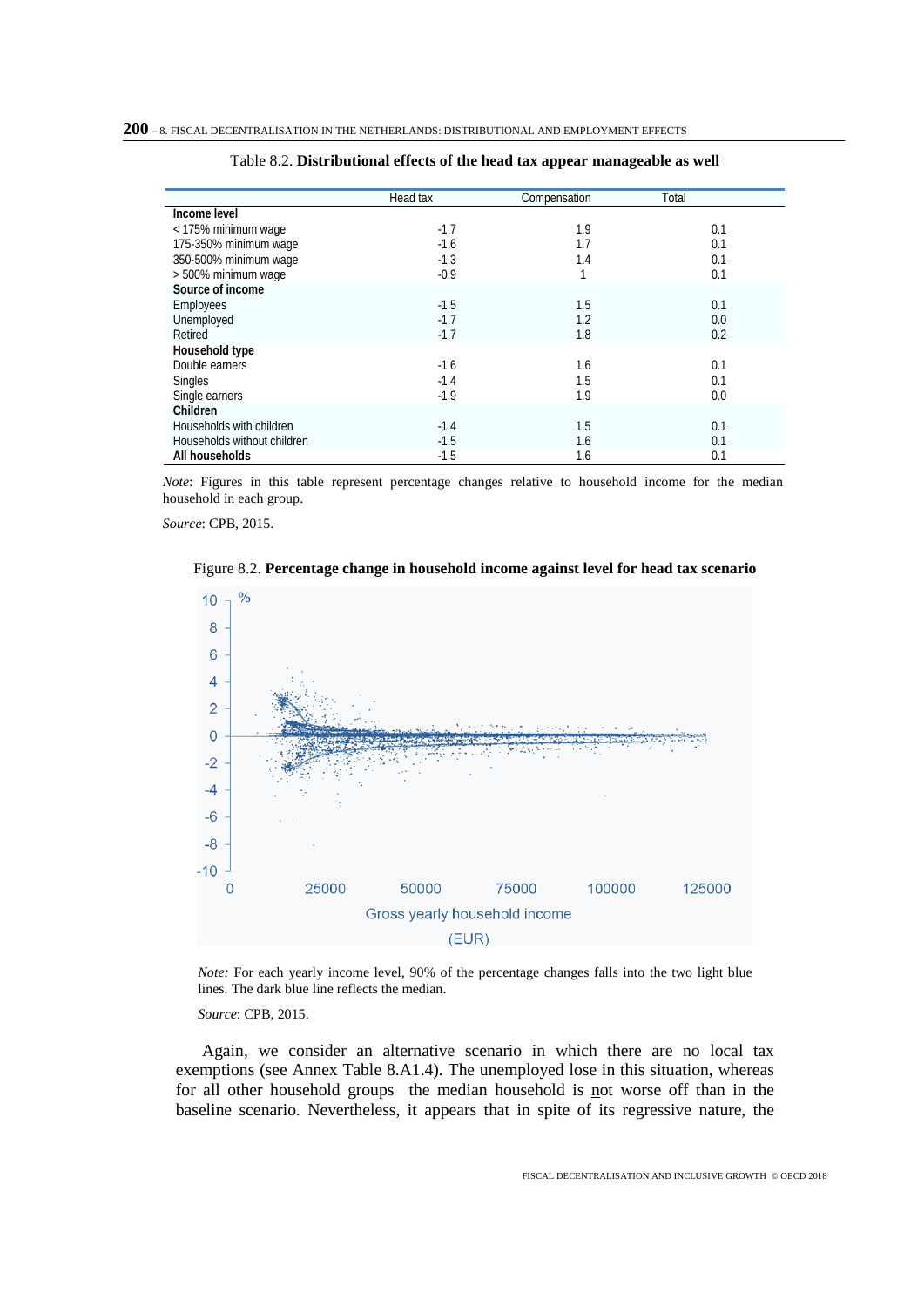Table 8.2. **Distributional effects of the head tax appear manageable as well**

| | Head tax | Compensation | Total |
|---|---|---|---|
| **Income level** | | | |
| < 175% minimum wage | -1.7 | 1.9 | 0.1 |
| 175-350% minimum wage | -1.6 | 1.7 | 0.1 |
| 350-500% minimum wage | -1.3 | 1.4 | 0.1 |
| > 500% minimum wage | -0.9 | 1 | 0.1 |
| **Source of income** | | | |
| Employees | -1.5 | 1.5 | 0.1 |
| Unemployed | -1.7 | 1.2 | 0.0 |
| Retired | -1.7 | 1.8 | 0.2 |
| **Household type** | | | |
| Double earners | -1.6 | 1.6 | 0.1 |
| Singles | -1.4 | 1.5 | 0.1 |
| Single earners | -1.9 | 1.9 | 0.0 |
| **Children** | | | |
| Households with children | -1.4 | 1.5 | 0.1 |
| Households without children | -1.5 | 1.6 | 0.1 |
| **All households** | -1.5 | 1.6 | 0.1 |

*Note*: Figures in this table represent percentage changes relative to household income for the median household in each group.

*Source*: CPB, 2015.

Figure 8.2. **Percentage change in household income against level for head tax scenario**

%
10
8
6
4
2
0
-2
-4
-6
-8
-10
0
25000
50000
75000
100000
125000
Gross yearly household income
(EUR)

*Note:* For each yearly income level, 90% of the percentage changes falls into the two light blue lines. The dark blue line reflects the median.

*Source*: CPB, 2015.

Again, we consider an alternative scenario in which there are no local tax exemptions (see Annex Table 8.A1.4). The unemployed lose in this situation, whereas for all other household groups the median household is not worse off than in the baseline scenario. Nevertheless, it appears that in spite of its regressive nature, the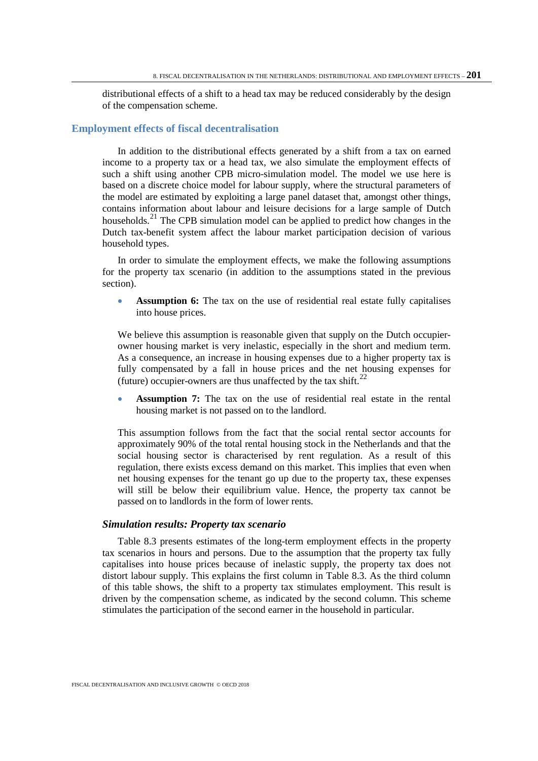distributional effects of a shift to a head tax may be reduced considerably by the design of the compensation scheme.

## Employment effects of fiscal decentralisation

In addition to the distributional effects generated by a shift from a tax on earned income to a property tax or a head tax, we also simulate the employment effects of such a shift using another CPB micro-simulation model. The model we use here is based on a discrete choice model for labour supply, where the structural parameters of the model are estimated by exploiting a large panel dataset that, amongst other things, contains information about labour and leisure decisions for a large sample of Dutch households.[21] The CPB simulation model can be applied to predict how changes in the Dutch tax-benefit system affect the labour market participation decision of various household types.

In order to simulate the employment effects, we make the following assumptions for the property tax scenario (in addition to the assumptions stated in the previous section).

- **Assumption 6:** The tax on the use of residential real estate fully capitalises into house prices.

We believe this assumption is reasonable given that supply on the Dutch occupier-owner housing market is very inelastic, especially in the short and medium term. As a consequence, an increase in housing expenses due to a higher property tax is fully compensated by a fall in house prices and the net housing expenses for (future) occupier-owners are thus unaffected by the tax shift.[22]

- **Assumption 7:** The tax on the use of residential real estate in the rental housing market is not passed on to the landlord.

This assumption follows from the fact that the social rental sector accounts for approximately 90% of the total rental housing stock in the Netherlands and that the social housing sector is characterised by rent regulation. As a result of this regulation, there exists excess demand on this market. This implies that even when net housing expenses for the tenant go up due to the property tax, these expenses will still be below their equilibrium value. Hence, the property tax cannot be passed on to landlords in the form of lower rents.

### *Simulation results: Property tax scenario*

Table 8.3 presents estimates of the long-term employment effects in the property tax scenarios in hours and persons. Due to the assumption that the property tax fully capitalises into house prices because of inelastic supply, the property tax does not distort labour supply. This explains the first column in Table 8.3. As the third column of this table shows, the shift to a property tax stimulates employment. This result is driven by the compensation scheme, as indicated by the second column. This scheme stimulates the participation of the second earner in the household in particular.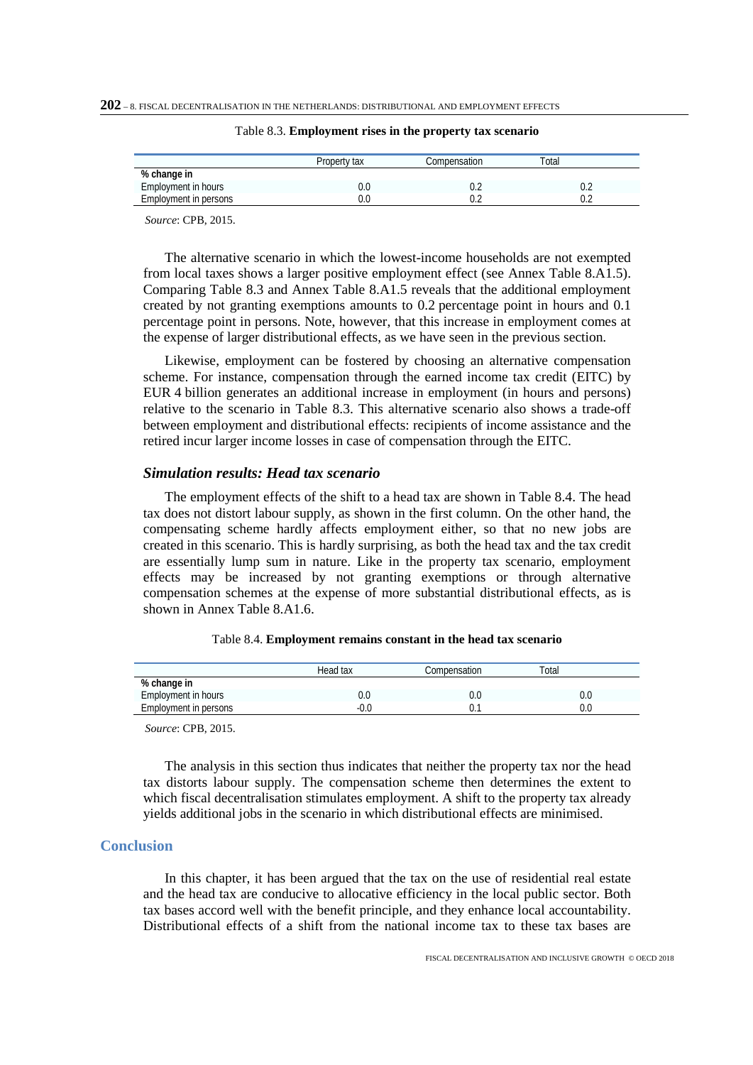Table 8.3. **Employment rises in the property tax scenario**

| | Property tax | Compensation | Total |
|---|---|---|---|
| **% change in** | | | |
| Employment in hours | 0.0 | 0.2 | 0.2 |
| Employment in persons | 0.0 | 0.2 | 0.2 |

*Source*: CPB, 2015.

The alternative scenario in which the lowest-income households are not exempted from local taxes shows a larger positive employment effect (see Annex Table 8.A1.5). Comparing Table 8.3 and Annex Table 8.A1.5 reveals that the additional employment created by not granting exemptions amounts to 0.2 percentage point in hours and 0.1 percentage point in persons. Note, however, that this increase in employment comes at the expense of larger distributional effects, as we have seen in the previous section.

Likewise, employment can be fostered by choosing an alternative compensation scheme. For instance, compensation through the earned income tax credit (EITC) by EUR 4 billion generates an additional increase in employment (in hours and persons) relative to the scenario in Table 8.3. This alternative scenario also shows a trade-off between employment and distributional effects: recipients of income assistance and the retired incur larger income losses in case of compensation through the EITC.

### *Simulation results: Head tax scenario*

The employment effects of the shift to a head tax are shown in Table 8.4. The head tax does not distort labour supply, as shown in the first column. On the other hand, the compensating scheme hardly affects employment either, so that no new jobs are created in this scenario. This is hardly surprising, as both the head tax and the tax credit are essentially lump sum in nature. Like in the property tax scenario, employment effects may be increased by not granting exemptions or through alternative compensation schemes at the expense of more substantial distributional effects, as is shown in Annex Table 8.A1.6.

Table 8.4. **Employment remains constant in the head tax scenario**

| | Head tax | Compensation | Total |
|---|---|---|---|
| **% change in** | | | |
| Employment in hours | 0.0 | 0.0 | 0.0 |
| Employment in persons | -0.0 | 0.1 | 0.0 |

*Source*: CPB, 2015.

The analysis in this section thus indicates that neither the property tax nor the head tax distorts labour supply. The compensation scheme then determines the extent to which fiscal decentralisation stimulates employment. A shift to the property tax already yields additional jobs in the scenario in which distributional effects are minimised.

## Conclusion

In this chapter, it has been argued that the tax on the use of residential real estate and the head tax are conducive to allocative efficiency in the local public sector. Both tax bases accord well with the benefit principle, and they enhance local accountability. Distributional effects of a shift from the national income tax to these tax bases are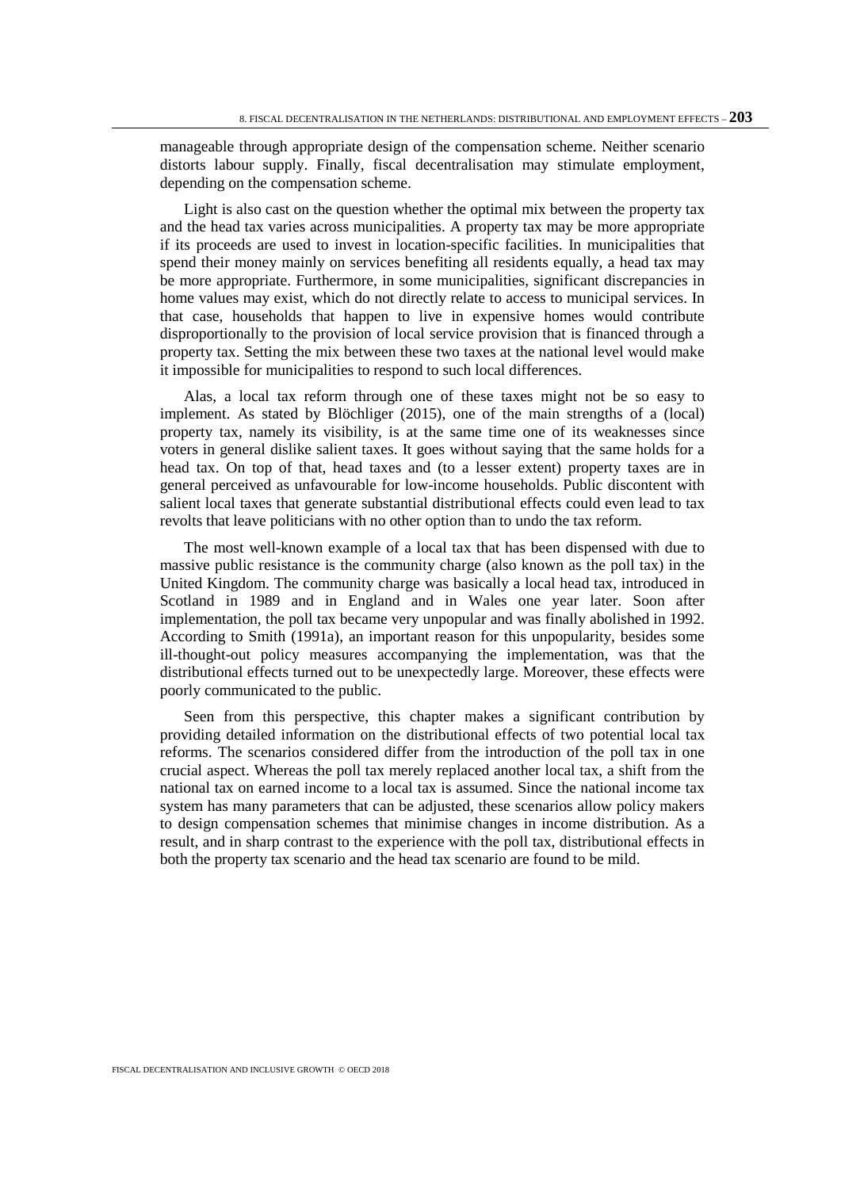manageable through appropriate design of the compensation scheme. Neither scenario distorts labour supply. Finally, fiscal decentralisation may stimulate employment, depending on the compensation scheme.

Light is also cast on the question whether the optimal mix between the property tax and the head tax varies across municipalities. A property tax may be more appropriate if its proceeds are used to invest in location-specific facilities. In municipalities that spend their money mainly on services benefiting all residents equally, a head tax may be more appropriate. Furthermore, in some municipalities, significant discrepancies in home values may exist, which do not directly relate to access to municipal services. In that case, households that happen to live in expensive homes would contribute disproportionally to the provision of local service provision that is financed through a property tax. Setting the mix between these two taxes at the national level would make it impossible for municipalities to respond to such local differences.

Alas, a local tax reform through one of these taxes might not be so easy to implement. As stated by Blöchliger (2015), one of the main strengths of a (local) property tax, namely its visibility, is at the same time one of its weaknesses since voters in general dislike salient taxes. It goes without saying that the same holds for a head tax. On top of that, head taxes and (to a lesser extent) property taxes are in general perceived as unfavourable for low-income households. Public discontent with salient local taxes that generate substantial distributional effects could even lead to tax revolts that leave politicians with no other option than to undo the tax reform.

The most well-known example of a local tax that has been dispensed with due to massive public resistance is the community charge (also known as the poll tax) in the United Kingdom. The community charge was basically a local head tax, introduced in Scotland in 1989 and in England and in Wales one year later. Soon after implementation, the poll tax became very unpopular and was finally abolished in 1992. According to Smith (1991a), an important reason for this unpopularity, besides some ill-thought-out policy measures accompanying the implementation, was that the distributional effects turned out to be unexpectedly large. Moreover, these effects were poorly communicated to the public.

Seen from this perspective, this chapter makes a significant contribution by providing detailed information on the distributional effects of two potential local tax reforms. The scenarios considered differ from the introduction of the poll tax in one crucial aspect. Whereas the poll tax merely replaced another local tax, a shift from the national tax on earned income to a local tax is assumed. Since the national income tax system has many parameters that can be adjusted, these scenarios allow policy makers to design compensation schemes that minimise changes in income distribution. As a result, and in sharp contrast to the experience with the poll tax, distributional effects in both the property tax scenario and the head tax scenario are found to be mild.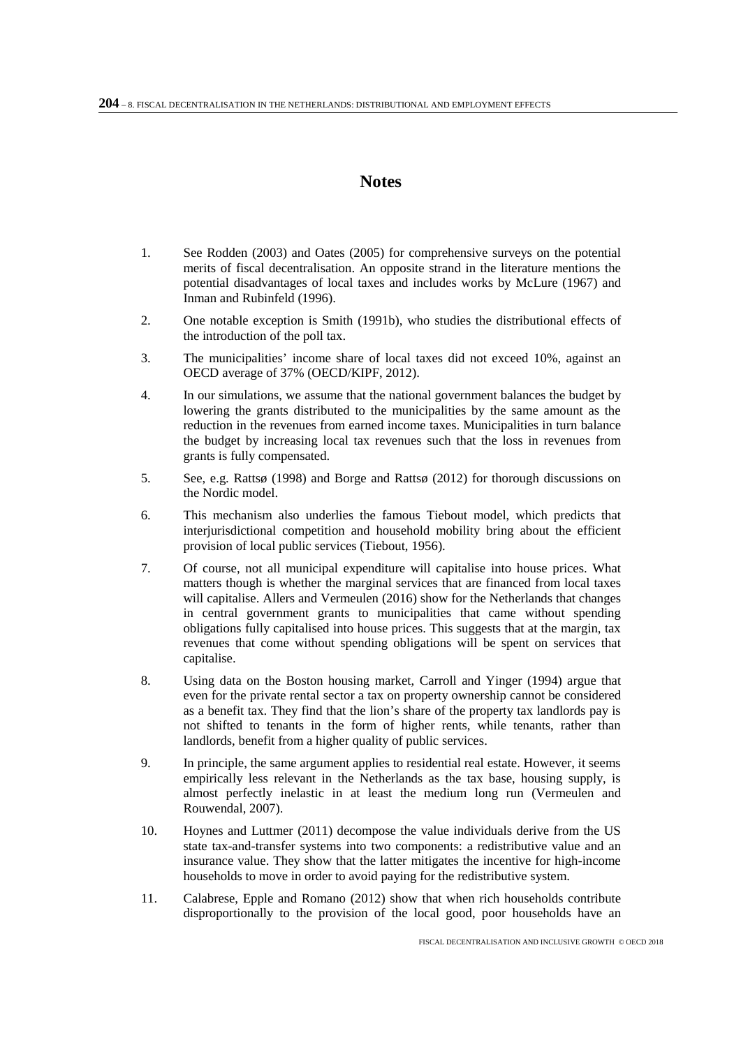# Notes

1. See Rodden (2003) and Oates (2005) for comprehensive surveys on the potential merits of fiscal decentralisation. An opposite strand in the literature mentions the potential disadvantages of local taxes and includes works by McLure (1967) and Inman and Rubinfeld (1996).

2. One notable exception is Smith (1991b), who studies the distributional effects of the introduction of the poll tax.

3. The municipalities' income share of local taxes did not exceed 10%, against an OECD average of 37% (OECD/KIPF, 2012).

4. In our simulations, we assume that the national government balances the budget by lowering the grants distributed to the municipalities by the same amount as the reduction in the revenues from earned income taxes. Municipalities in turn balance the budget by increasing local tax revenues such that the loss in revenues from grants is fully compensated.

5. See, e.g. Rattsø (1998) and Borge and Rattsø (2012) for thorough discussions on the Nordic model.

6. This mechanism also underlies the famous Tiebout model, which predicts that interjurisdictional competition and household mobility bring about the efficient provision of local public services (Tiebout, 1956).

7. Of course, not all municipal expenditure will capitalise into house prices. What matters though is whether the marginal services that are financed from local taxes will capitalise. Allers and Vermeulen (2016) show for the Netherlands that changes in central government grants to municipalities that came without spending obligations fully capitalised into house prices. This suggests that at the margin, tax revenues that come without spending obligations will be spent on services that capitalise.

8. Using data on the Boston housing market, Carroll and Yinger (1994) argue that even for the private rental sector a tax on property ownership cannot be considered as a benefit tax. They find that the lion's share of the property tax landlords pay is not shifted to tenants in the form of higher rents, while tenants, rather than landlords, benefit from a higher quality of public services.

9. In principle, the same argument applies to residential real estate. However, it seems empirically less relevant in the Netherlands as the tax base, housing supply, is almost perfectly inelastic in at least the medium long run (Vermeulen and Rouwendal, 2007).

10. Hoynes and Luttmer (2011) decompose the value individuals derive from the US state tax-and-transfer systems into two components: a redistributive value and an insurance value. They show that the latter mitigates the incentive for high-income households to move in order to avoid paying for the redistributive system.

11. Calabrese, Epple and Romano (2012) show that when rich households contribute disproportionally to the provision of the local good, poor households have an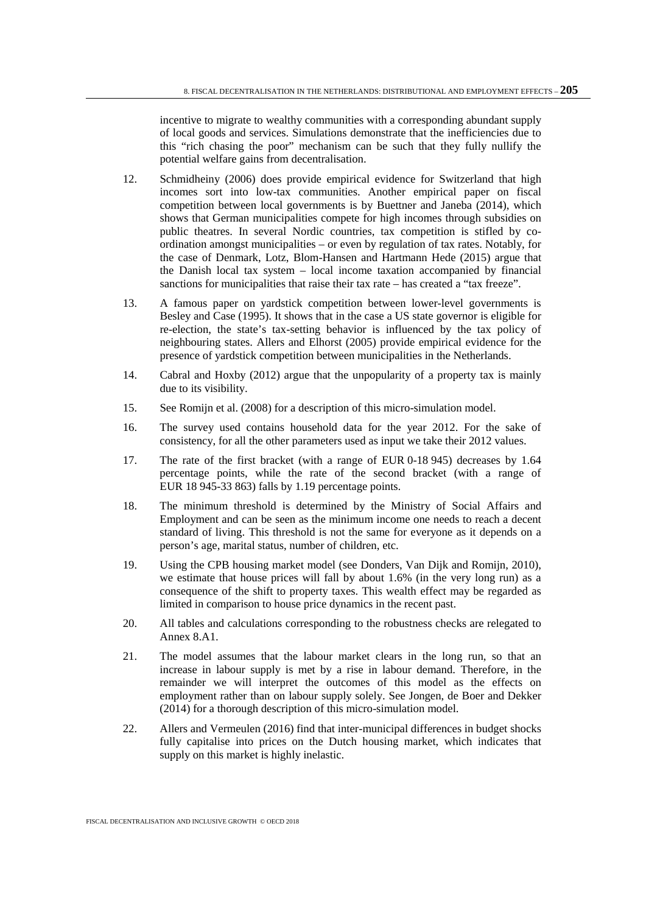incentive to migrate to wealthy communities with a corresponding abundant supply of local goods and services. Simulations demonstrate that the inefficiencies due to this "rich chasing the poor" mechanism can be such that they fully nullify the potential welfare gains from decentralisation.

12. Schmidheiny (2006) does provide empirical evidence for Switzerland that high incomes sort into low-tax communities. Another empirical paper on fiscal competition between local governments is by Buettner and Janeba (2014), which shows that German municipalities compete for high incomes through subsidies on public theatres. In several Nordic countries, tax competition is stifled by co-ordination amongst municipalities – or even by regulation of tax rates. Notably, for the case of Denmark, Lotz, Blom-Hansen and Hartmann Hede (2015) argue that the Danish local tax system – local income taxation accompanied by financial sanctions for municipalities that raise their tax rate – has created a "tax freeze".

13. A famous paper on yardstick competition between lower-level governments is Besley and Case (1995). It shows that in the case a US state governor is eligible for re-election, the state's tax-setting behavior is influenced by the tax policy of neighbouring states. Allers and Elhorst (2005) provide empirical evidence for the presence of yardstick competition between municipalities in the Netherlands.

14. Cabral and Hoxby (2012) argue that the unpopularity of a property tax is mainly due to its visibility.

15. See Romijn et al. (2008) for a description of this micro-simulation model.

16. The survey used contains household data for the year 2012. For the sake of consistency, for all the other parameters used as input we take their 2012 values.

17. The rate of the first bracket (with a range of EUR 0-18 945) decreases by 1.64 percentage points, while the rate of the second bracket (with a range of EUR 18 945-33 863) falls by 1.19 percentage points.

18. The minimum threshold is determined by the Ministry of Social Affairs and Employment and can be seen as the minimum income one needs to reach a decent standard of living. This threshold is not the same for everyone as it depends on a person's age, marital status, number of children, etc.

19. Using the CPB housing market model (see Donders, Van Dijk and Romijn, 2010), we estimate that house prices will fall by about 1.6% (in the very long run) as a consequence of the shift to property taxes. This wealth effect may be regarded as limited in comparison to house price dynamics in the recent past.

20. All tables and calculations corresponding to the robustness checks are relegated to Annex 8.A1.

21. The model assumes that the labour market clears in the long run, so that an increase in labour supply is met by a rise in labour demand. Therefore, in the remainder we will interpret the outcomes of this model as the effects on employment rather than on labour supply solely. See Jongen, de Boer and Dekker (2014) for a thorough description of this micro-simulation model.

22. Allers and Vermeulen (2016) find that inter-municipal differences in budget shocks fully capitalise into prices on the Dutch housing market, which indicates that supply on this market is highly inelastic.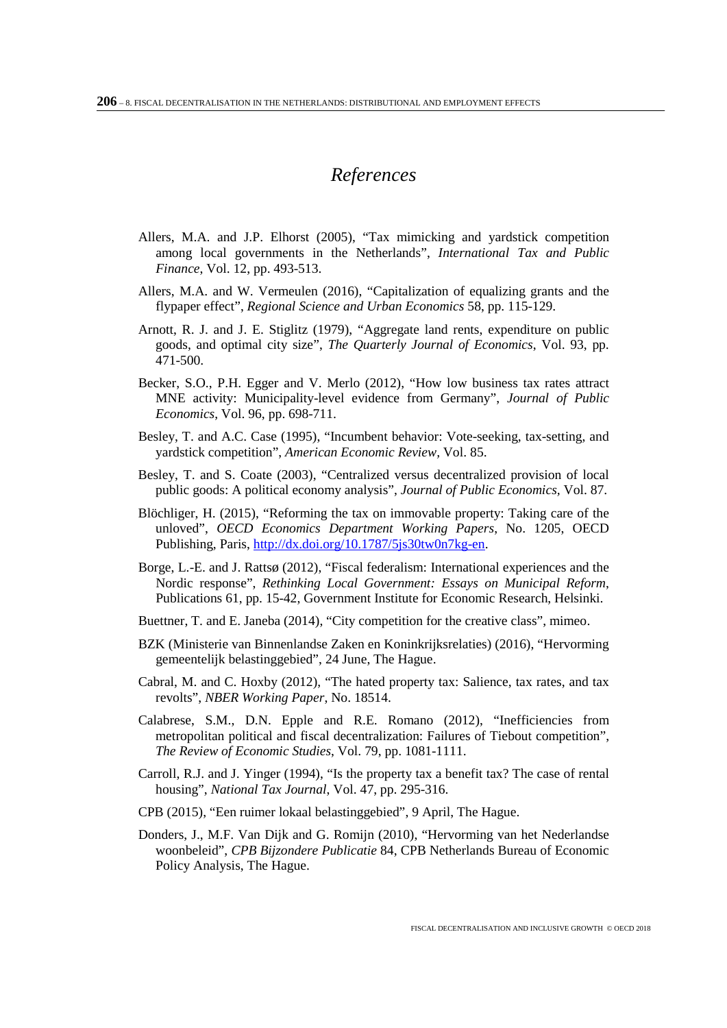# *References*

Allers, M.A. and J.P. Elhorst (2005), "Tax mimicking and yardstick competition among local governments in the Netherlands", *International Tax and Public Finance*, Vol. 12, pp. 493-513.

Allers, M.A. and W. Vermeulen (2016), "Capitalization of equalizing grants and the flypaper effect", *Regional Science and Urban Economics* 58, pp. 115-129.

Arnott, R. J. and J. E. Stiglitz (1979), "Aggregate land rents, expenditure on public goods, and optimal city size", *The Quarterly Journal of Economics*, Vol. 93, pp. 471-500.

Becker, S.O., P.H. Egger and V. Merlo (2012), "How low business tax rates attract MNE activity: Municipality-level evidence from Germany", *Journal of Public Economics*, Vol. 96, pp. 698-711.

Besley, T. and A.C. Case (1995), "Incumbent behavior: Vote-seeking, tax-setting, and yardstick competition", *American Economic Review*, Vol. 85.

Besley, T. and S. Coate (2003), "Centralized versus decentralized provision of local public goods: A political economy analysis", *Journal of Public Economics*, Vol. 87.

Blöchliger, H. (2015), "Reforming the tax on immovable property: Taking care of the unloved", *OECD Economics Department Working Papers*, No. 1205, OECD Publishing, Paris, http://dx.doi.org/10.1787/5js30tw0n7kg-en.

Borge, L.-E. and J. Rattsø (2012), "Fiscal federalism: International experiences and the Nordic response", *Rethinking Local Government: Essays on Municipal Reform*, Publications 61, pp. 15-42, Government Institute for Economic Research, Helsinki.

Buettner, T. and E. Janeba (2014), "City competition for the creative class", mimeo.

BZK (Ministerie van Binnenlandse Zaken en Koninkrijksrelaties) (2016), "Hervorming gemeentelijk belastinggebied", 24 June, The Hague.

Cabral, M. and C. Hoxby (2012), "The hated property tax: Salience, tax rates, and tax revolts", *NBER Working Paper*, No. 18514.

Calabrese, S.M., D.N. Epple and R.E. Romano (2012), "Inefficiencies from metropolitan political and fiscal decentralization: Failures of Tiebout competition", *The Review of Economic Studies*, Vol. 79, pp. 1081-1111.

Carroll, R.J. and J. Yinger (1994), "Is the property tax a benefit tax? The case of rental housing", *National Tax Journal*, Vol. 47, pp. 295-316.

CPB (2015), "Een ruimer lokaal belastinggebied", 9 April, The Hague.

Donders, J., M.F. Van Dijk and G. Romijn (2010), "Hervorming van het Nederlandse woonbeleid", *CPB Bijzondere Publicatie* 84, CPB Netherlands Bureau of Economic Policy Analysis, The Hague.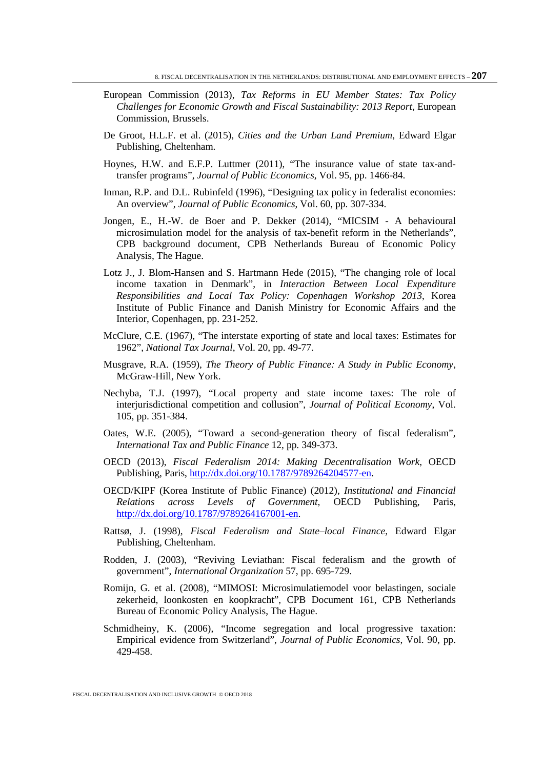European Commission (2013), *Tax Reforms in EU Member States: Tax Policy Challenges for Economic Growth and Fiscal Sustainability: 2013 Report*, European Commission, Brussels.

De Groot, H.L.F. et al. (2015), *Cities and the Urban Land Premium*, Edward Elgar Publishing, Cheltenham.

Hoynes, H.W. and E.F.P. Luttmer (2011), "The insurance value of state tax-and-transfer programs", *Journal of Public Economics*, Vol. 95, pp. 1466-84.

Inman, R.P. and D.L. Rubinfeld (1996), "Designing tax policy in federalist economies: An overview", *Journal of Public Economics*, Vol. 60, pp. 307-334.

Jongen, E., H.-W. de Boer and P. Dekker (2014), "MICSIM - A behavioural microsimulation model for the analysis of tax-benefit reform in the Netherlands", CPB background document, CPB Netherlands Bureau of Economic Policy Analysis, The Hague.

Lotz J., J. Blom-Hansen and S. Hartmann Hede (2015), "The changing role of local income taxation in Denmark", in *Interaction Between Local Expenditure Responsibilities and Local Tax Policy: Copenhagen Workshop 2013*, Korea Institute of Public Finance and Danish Ministry for Economic Affairs and the Interior, Copenhagen, pp. 231-252.

McClure, C.E. (1967), "The interstate exporting of state and local taxes: Estimates for 1962", *National Tax Journal*, Vol. 20, pp. 49-77.

Musgrave, R.A. (1959), *The Theory of Public Finance: A Study in Public Economy*, McGraw-Hill, New York.

Nechyba, T.J. (1997), "Local property and state income taxes: The role of interjurisdictional competition and collusion", *Journal of Political Economy*, Vol. 105, pp. 351-384.

Oates, W.E. (2005), "Toward a second-generation theory of fiscal federalism", *International Tax and Public Finance* 12, pp. 349-373.

OECD (2013), *Fiscal Federalism 2014: Making Decentralisation Work*, OECD Publishing, Paris, http://dx.doi.org/10.1787/9789264204577-en.

OECD/KIPF (Korea Institute of Public Finance) (2012), *Institutional and Financial Relations across Levels of Government*, OECD Publishing, Paris, http://dx.doi.org/10.1787/9789264167001-en.

Rattsø, J. (1998), *Fiscal Federalism and State–local Finance*, Edward Elgar Publishing, Cheltenham.

Rodden, J. (2003), "Reviving Leviathan: Fiscal federalism and the growth of government", *International Organization* 57, pp. 695-729.

Romijn, G. et al. (2008), "MIMOSI: Microsimulatiemodel voor belastingen, sociale zekerheid, loonkosten en koopkracht", CPB Document 161, CPB Netherlands Bureau of Economic Policy Analysis, The Hague.

Schmidheiny, K. (2006), "Income segregation and local progressive taxation: Empirical evidence from Switzerland", *Journal of Public Economics*, Vol. 90, pp. 429-458.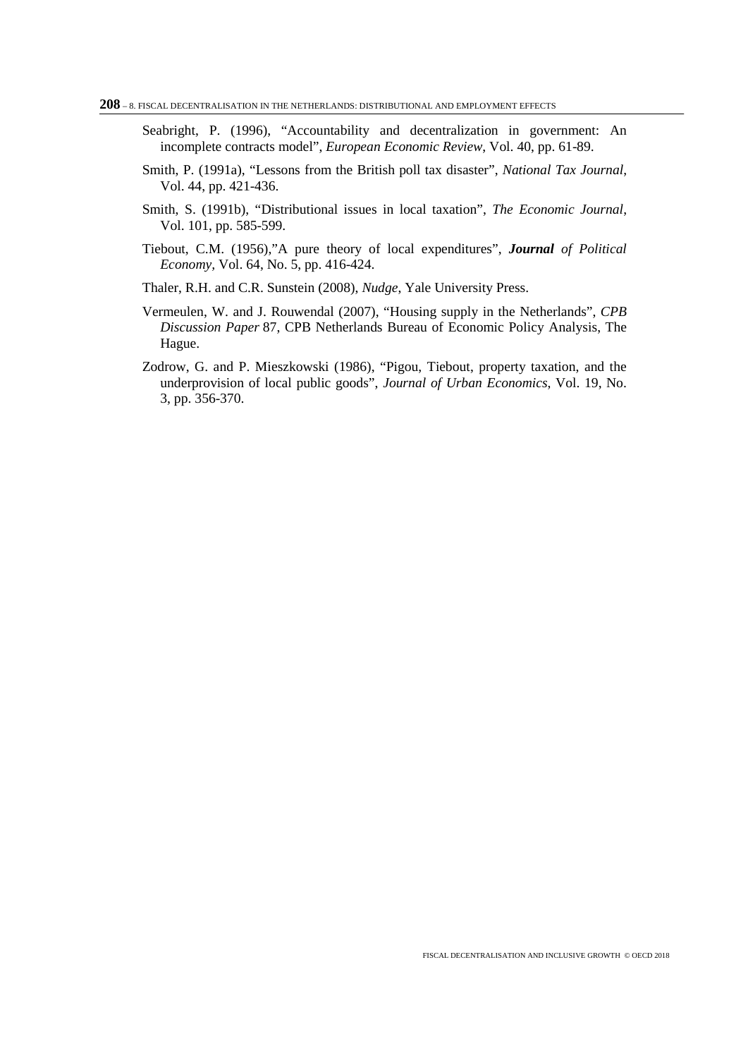Seabright, P. (1996), “Accountability and decentralization in government: An incomplete contracts model”, *European Economic Review*, Vol. 40, pp. 61-89.

Smith, P. (1991a), “Lessons from the British poll tax disaster”, *National Tax Journal*, Vol. 44, pp. 421-436.

Smith, S. (1991b), “Distributional issues in local taxation”, *The Economic Journal*, Vol. 101, pp. 585-599.

Tiebout, C.M. (1956),”A pure theory of local expenditures”, ***Journal** of Political Economy*, Vol. 64, No. 5, pp. 416-424.

Thaler, R.H. and C.R. Sunstein (2008), *Nudge*, Yale University Press.

Vermeulen, W. and J. Rouwendal (2007), “Housing supply in the Netherlands”, *CPB Discussion Paper* 87, CPB Netherlands Bureau of Economic Policy Analysis, The Hague.

Zodrow, G. and P. Mieszkowski (1986), “Pigou, Tiebout, property taxation, and the underprovision of local public goods”, *Journal of Urban Economics*, Vol. 19, No. 3, pp. 356-370.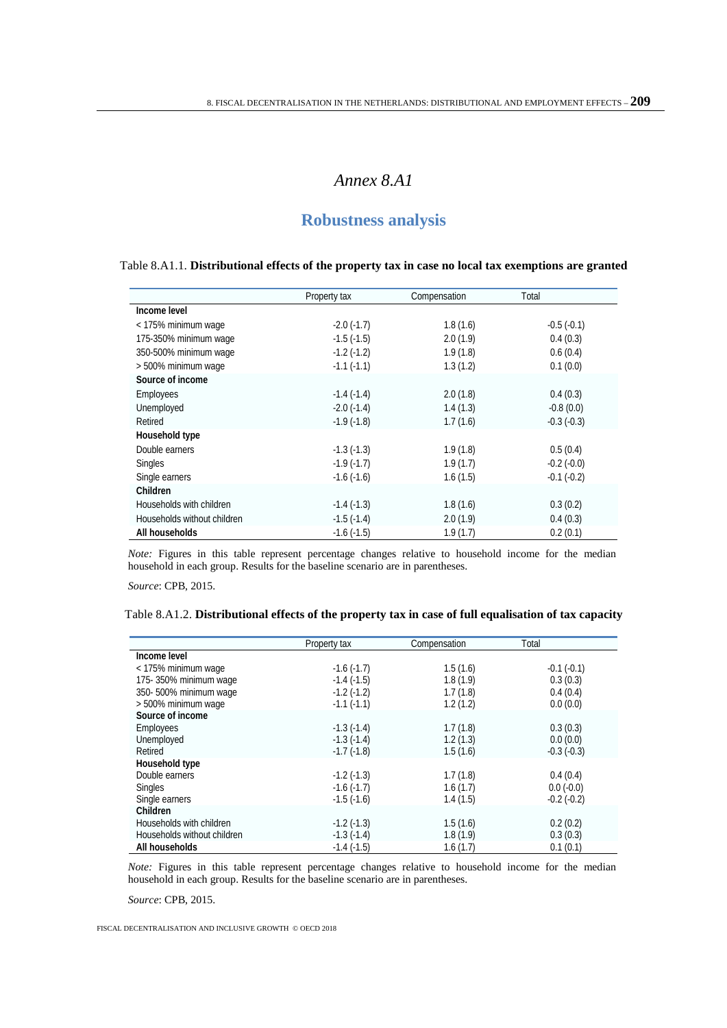# Annex 8.A1

## Robustness analysis

Table 8.A1.1. **Distributional effects of the property tax in case no local tax exemptions are granted**

| | Property tax | Compensation | Total |
|---|---|---|---|
| **Income level** | | | |
| < 175% minimum wage | -2.0 (-1.7) | 1.8 (1.6) | -0.5 (-0.1) |
| 175-350% minimum wage | -1.5 (-1.5) | 2.0 (1.9) | 0.4 (0.3) |
| 350-500% minimum wage | -1.2 (-1.2) | 1.9 (1.8) | 0.6 (0.4) |
| > 500% minimum wage | -1.1 (-1.1) | 1.3 (1.2) | 0.1 (0.0) |
| **Source of income** | | | |
| Employees | -1.4 (-1.4) | 2.0 (1.8) | 0.4 (0.3) |
| Unemployed | -2.0 (-1.4) | 1.4 (1.3) | -0.8 (0.0) |
| Retired | -1.9 (-1.8) | 1.7 (1.6) | -0.3 (-0.3) |
| **Household type** | | | |
| Double earners | -1.3 (-1.3) | 1.9 (1.8) | 0.5 (0.4) |
| Singles | -1.9 (-1.7) | 1.9 (1.7) | -0.2 (-0.0) |
| Single earners | -1.6 (-1.6) | 1.6 (1.5) | -0.1 (-0.2) |
| **Children** | | | |
| Households with children | -1.4 (-1.3) | 1.8 (1.6) | 0.3 (0.2) |
| Households without children | -1.5 (-1.4) | 2.0 (1.9) | 0.4 (0.3) |
| **All households** | -1.6 (-1.5) | 1.9 (1.7) | 0.2 (0.1) |

*Note:* Figures in this table represent percentage changes relative to household income for the median household in each group. Results for the baseline scenario are in parentheses.

*Source*: CPB, 2015.

Table 8.A1.2. **Distributional effects of the property tax in case of full equalisation of tax capacity**

| | Property tax | Compensation | Total |
|---|---|---|---|
| **Income level** | | | |
| < 175% minimum wage | -1.6 (-1.7) | 1.5 (1.6) | -0.1 (-0.1) |
| 175- 350% minimum wage | -1.4 (-1.5) | 1.8 (1.9) | 0.3 (0.3) |
| 350- 500% minimum wage | -1.2 (-1.2) | 1.7 (1.8) | 0.4 (0.4) |
| > 500% minimum wage | -1.1 (-1.1) | 1.2 (1.2) | 0.0 (0.0) |
| **Source of income** | | | |
| Employees | -1.3 (-1.4) | 1.7 (1.8) | 0.3 (0.3) |
| Unemployed | -1.3 (-1.4) | 1.2 (1.3) | 0.0 (0.0) |
| Retired | -1.7 (-1.8) | 1.5 (1.6) | -0.3 (-0.3) |
| **Household type** | | | |
| Double earners | -1.2 (-1.3) | 1.7 (1.8) | 0.4 (0.4) |
| Singles | -1.6 (-1.7) | 1.6 (1.7) | 0.0 (-0.0) |
| Single earners | -1.5 (-1.6) | 1.4 (1.5) | -0.2 (-0.2) |
| **Children** | | | |
| Households with children | -1.2 (-1.3) | 1.5 (1.6) | 0.2 (0.2) |
| Households without children | -1.3 (-1.4) | 1.8 (1.9) | 0.3 (0.3) |
| **All households** | -1.4 (-1.5) | 1.6 (1.7) | 0.1 (0.1) |

*Note:* Figures in this table represent percentage changes relative to household income for the median household in each group. Results for the baseline scenario are in parentheses.

*Source*: CPB, 2015.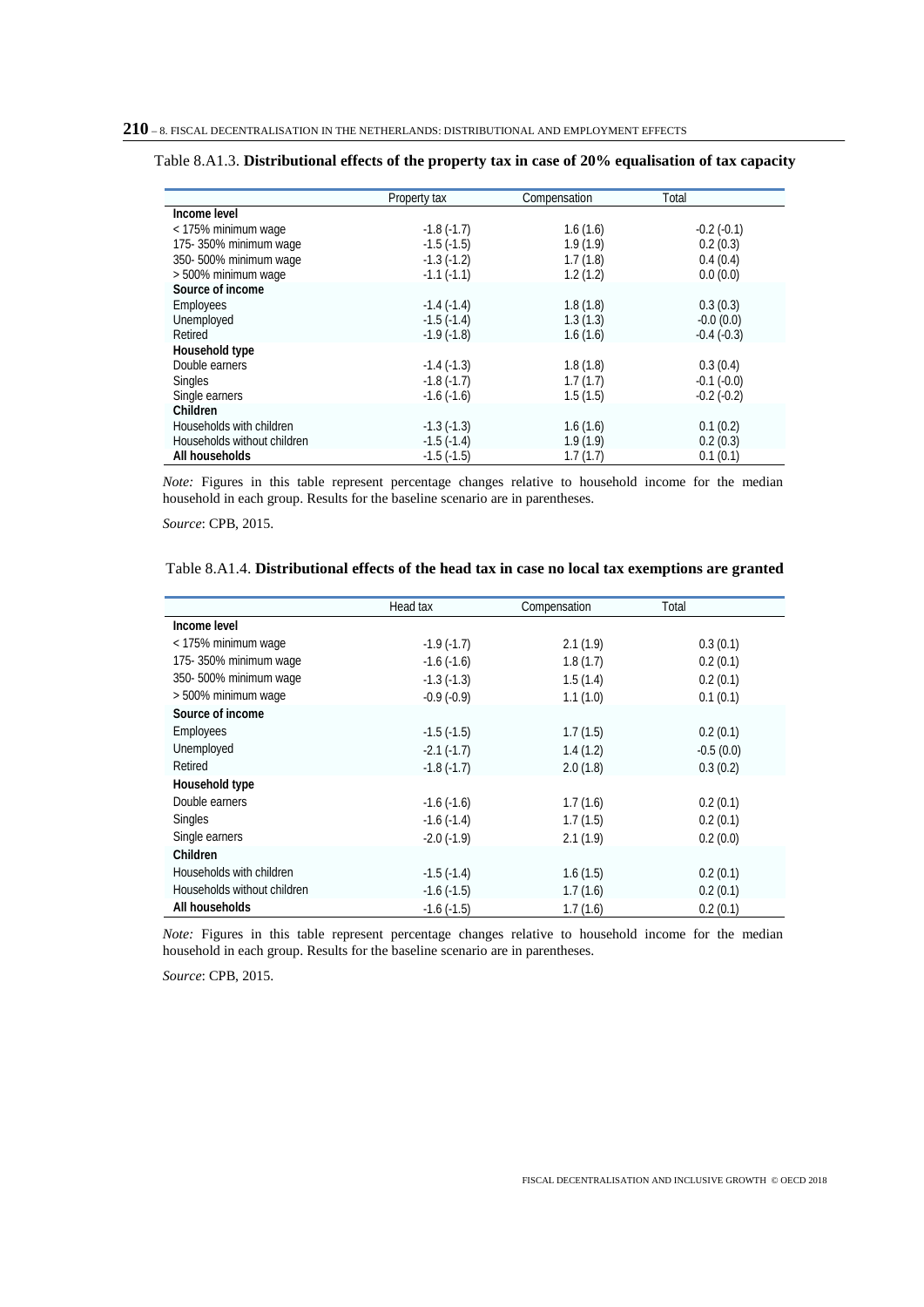Table 8.A1.3. **Distributional effects of the property tax in case of 20% equalisation of tax capacity**

| | Property tax | Compensation | Total |
|---|---|---|---|
| **Income level** | | | |
| < 175% minimum wage | -1.8 (-1.7) | 1.6 (1.6) | -0.2 (-0.1) |
| 175- 350% minimum wage | -1.5 (-1.5) | 1.9 (1.9) | 0.2 (0.3) |
| 350- 500% minimum wage | -1.3 (-1.2) | 1.7 (1.8) | 0.4 (0.4) |
| > 500% minimum wage | -1.1 (-1.1) | 1.2 (1.2) | 0.0 (0.0) |
| **Source of income** | | | |
| Employees | -1.4 (-1.4) | 1.8 (1.8) | 0.3 (0.3) |
| Unemployed | -1.5 (-1.4) | 1.3 (1.3) | -0.0 (0.0) |
| Retired | -1.9 (-1.8) | 1.6 (1.6) | -0.4 (-0.3) |
| **Household type** | | | |
| Double earners | -1.4 (-1.3) | 1.8 (1.8) | 0.3 (0.4) |
| Singles | -1.8 (-1.7) | 1.7 (1.7) | -0.1 (-0.0) |
| Single earners | -1.6 (-1.6) | 1.5 (1.5) | -0.2 (-0.2) |
| **Children** | | | |
| Households with children | -1.3 (-1.3) | 1.6 (1.6) | 0.1 (0.2) |
| Households without children | -1.5 (-1.4) | 1.9 (1.9) | 0.2 (0.3) |
| **All households** | -1.5 (-1.5) | 1.7 (1.7) | 0.1 (0.1) |

*Note:* Figures in this table represent percentage changes relative to household income for the median household in each group. Results for the baseline scenario are in parentheses.

*Source*: CPB, 2015.

Table 8.A1.4. **Distributional effects of the head tax in case no local tax exemptions are granted**

| | Head tax | Compensation | Total |
|---|---|---|---|
| **Income level** | | | |
| < 175% minimum wage | -1.9 (-1.7) | 2.1 (1.9) | 0.3 (0.1) |
| 175- 350% minimum wage | -1.6 (-1.6) | 1.8 (1.7) | 0.2 (0.1) |
| 350- 500% minimum wage | -1.3 (-1.3) | 1.5 (1.4) | 0.2 (0.1) |
| > 500% minimum wage | -0.9 (-0.9) | 1.1 (1.0) | 0.1 (0.1) |
| **Source of income** | | | |
| Employees | -1.5 (-1.5) | 1.7 (1.5) | 0.2 (0.1) |
| Unemployed | -2.1 (-1.7) | 1.4 (1.2) | -0.5 (0.0) |
| Retired | -1.8 (-1.7) | 2.0 (1.8) | 0.3 (0.2) |
| **Household type** | | | |
| Double earners | -1.6 (-1.6) | 1.7 (1.6) | 0.2 (0.1) |
| Singles | -1.6 (-1.4) | 1.7 (1.5) | 0.2 (0.1) |
| Single earners | -2.0 (-1.9) | 2.1 (1.9) | 0.2 (0.0) |
| **Children** | | | |
| Households with children | -1.5 (-1.4) | 1.6 (1.5) | 0.2 (0.1) |
| Households without children | -1.6 (-1.5) | 1.7 (1.6) | 0.2 (0.1) |
| **All households** | -1.6 (-1.5) | 1.7 (1.6) | 0.2 (0.1) |

*Note:* Figures in this table represent percentage changes relative to household income for the median household in each group. Results for the baseline scenario are in parentheses.

*Source*: CPB, 2015.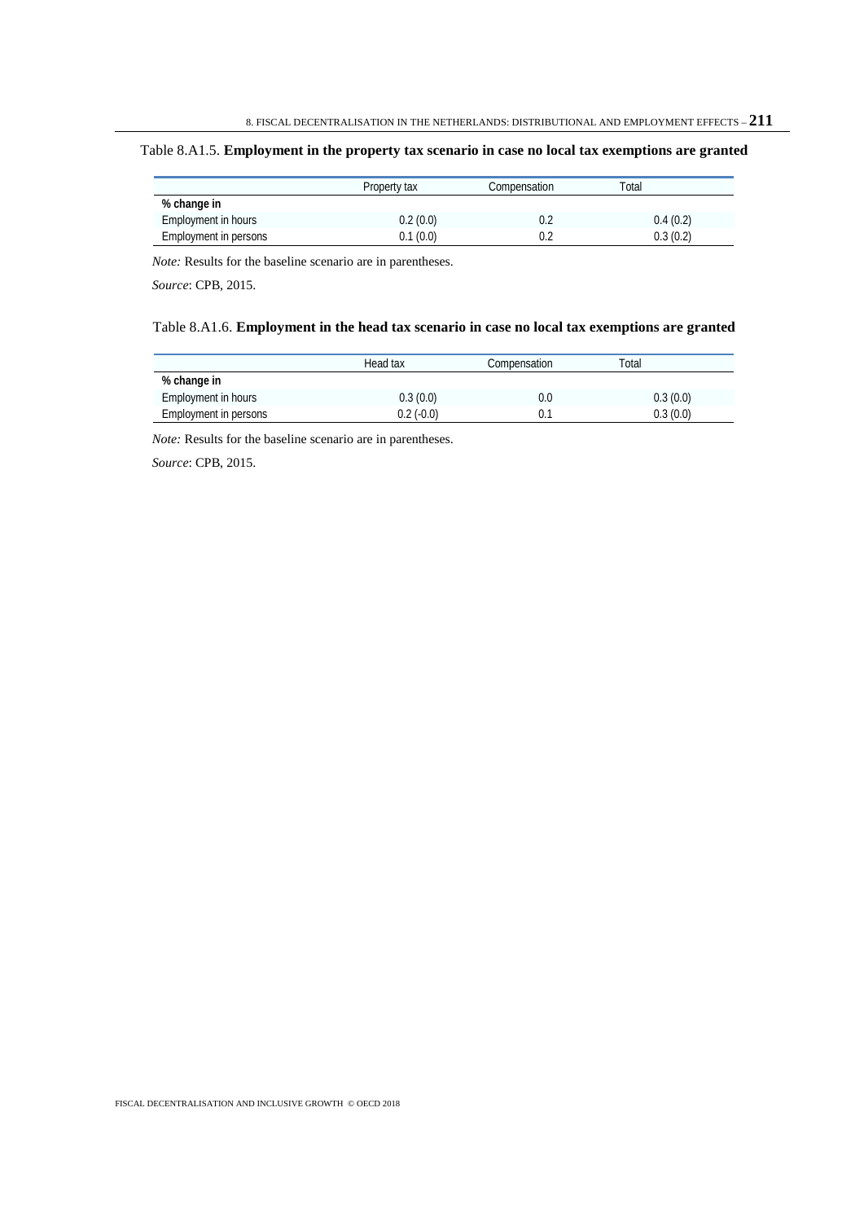Table 8.A1.5. **Employment in the property tax scenario in case no local tax exemptions are granted**

| | Property tax | Compensation | Total |
|---|---|---|---|
| **% change in** | | | |
| Employment in hours | 0.2 (0.0) | 0.2 | 0.4 (0.2) |
| Employment in persons | 0.1 (0.0) | 0.2 | 0.3 (0.2) |

*Note:* Results for the baseline scenario are in parentheses.

*Source*: CPB, 2015.

Table 8.A1.6. **Employment in the head tax scenario in case no local tax exemptions are granted**

| | Head tax | Compensation | Total |
|---|---|---|---|
| **% change in** | | | |
| Employment in hours | 0.3 (0.0) | 0.0 | 0.3 (0.0) |
| Employment in persons | 0.2 (-0.0) | 0.1 | 0.3 (0.0) |

*Note:* Results for the baseline scenario are in parentheses.

*Source*: CPB, 2015.